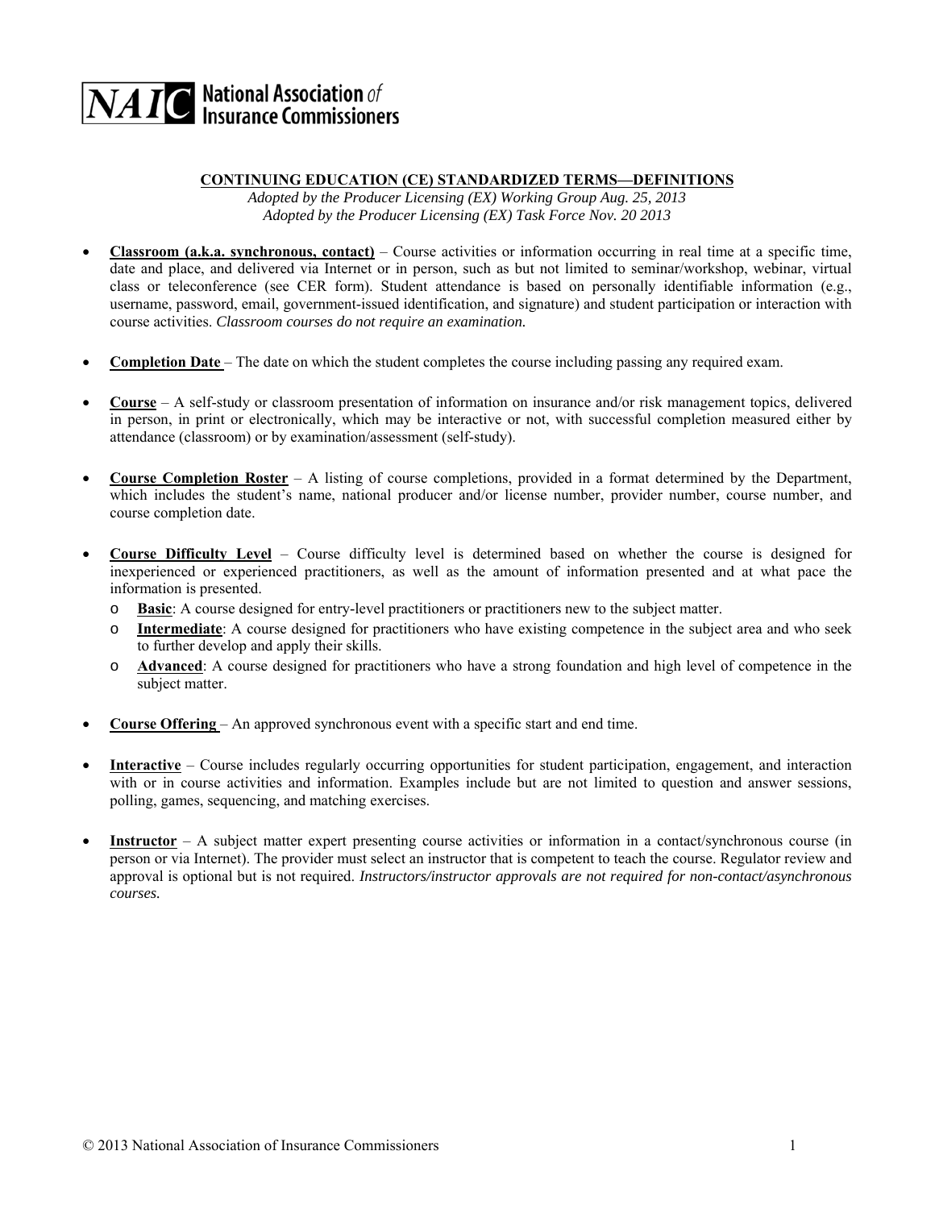**NAIC National Association of Insurance Commissioners**

## CONTINUING EDUCATION (CE) STANDARDIZED TERMS—DEFINITIONS

*Adopted by the Producer Licensing (EX) Working Group Aug. 25, 2013*
*Adopted by the Producer Licensing (EX) Task Force Nov. 20 2013*

- **Classroom (a.k.a. synchronous, contact)** – Course activities or information occurring in real time at a specific time, date and place, and delivered via Internet or in person, such as but not limited to seminar/workshop, webinar, virtual class or teleconference (see CER form). Student attendance is based on personally identifiable information (e.g., username, password, email, government-issued identification, and signature) and student participation or interaction with course activities. *Classroom courses do not require an examination.*

- **Completion Date** – The date on which the student completes the course including passing any required exam.

- **Course** – A self-study or classroom presentation of information on insurance and/or risk management topics, delivered in person, in print or electronically, which may be interactive or not, with successful completion measured either by attendance (classroom) or by examination/assessment (self-study).

- **Course Completion Roster** – A listing of course completions, provided in a format determined by the Department, which includes the student's name, national producer and/or license number, provider number, course number, and course completion date.

- **Course Difficulty Level** – Course difficulty level is determined based on whether the course is designed for inexperienced or experienced practitioners, as well as the amount of information presented and at what pace the information is presented.
  - **Basic**: A course designed for entry-level practitioners or practitioners new to the subject matter.
  - **Intermediate**: A course designed for practitioners who have existing competence in the subject area and who seek to further develop and apply their skills.
  - **Advanced**: A course designed for practitioners who have a strong foundation and high level of competence in the subject matter.

- **Course Offering** – An approved synchronous event with a specific start and end time.

- **Interactive** – Course includes regularly occurring opportunities for student participation, engagement, and interaction with or in course activities and information. Examples include but are not limited to question and answer sessions, polling, games, sequencing, and matching exercises.

- **Instructor** – A subject matter expert presenting course activities or information in a contact/synchronous course (in person or via Internet). The provider must select an instructor that is competent to teach the course. Regulator review and approval is optional but is not required. *Instructors/instructor approvals are not required for non-contact/asynchronous courses.*

© 2013 National Association of Insurance Commissioners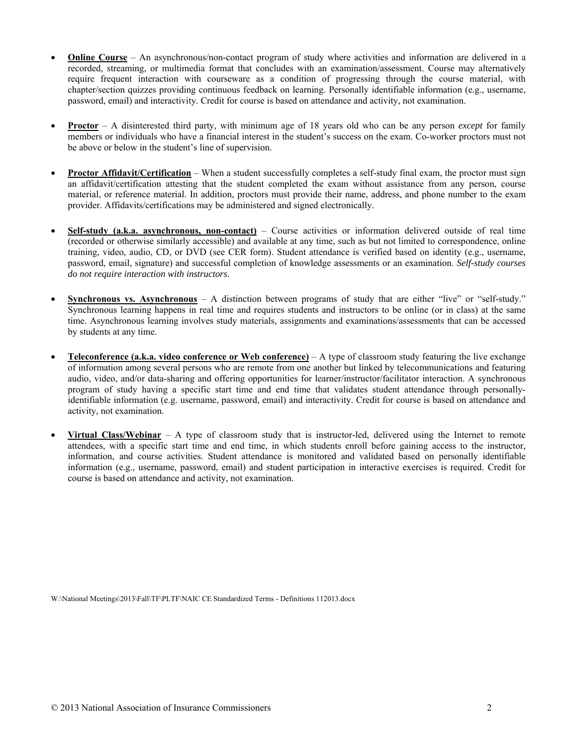- **Online Course** – An asynchronous/non-contact program of study where activities and information are delivered in a recorded, streaming, or multimedia format that concludes with an examination/assessment. Course may alternatively require frequent interaction with courseware as a condition of progressing through the course material, with chapter/section quizzes providing continuous feedback on learning. Personally identifiable information (e.g., username, password, email) and interactivity. Credit for course is based on attendance and activity, not examination.

- **Proctor** – A disinterested third party, with minimum age of 18 years old who can be any person *except* for family members or individuals who have a financial interest in the student's success on the exam. Co-worker proctors must not be above or below in the student's line of supervision.

- **Proctor Affidavit/Certification** – When a student successfully completes a self-study final exam, the proctor must sign an affidavit/certification attesting that the student completed the exam without assistance from any person, course material, or reference material. In addition, proctors must provide their name, address, and phone number to the exam provider. Affidavits/certifications may be administered and signed electronically.

- **Self-study (a.k.a. asynchronous, non-contact)** – Course activities or information delivered outside of real time (recorded or otherwise similarly accessible) and available at any time, such as but not limited to correspondence, online training, video, audio, CD, or DVD (see CER form). Student attendance is verified based on identity (e.g., username, password, email, signature) and successful completion of knowledge assessments or an examination. *Self-study courses do not require interaction with instructors*.

- **Synchronous vs. Asynchronous** – A distinction between programs of study that are either "live" or "self-study." Synchronous learning happens in real time and requires students and instructors to be online (or in class) at the same time. Asynchronous learning involves study materials, assignments and examinations/assessments that can be accessed by students at any time.

- **Teleconference (a.k.a. video conference or Web conference)** – A type of classroom study featuring the live exchange of information among several persons who are remote from one another but linked by telecommunications and featuring audio, video, and/or data-sharing and offering opportunities for learner/instructor/facilitator interaction. A synchronous program of study having a specific start time and end time that validates student attendance through personally-identifiable information (e.g. username, password, email) and interactivity. Credit for course is based on attendance and activity, not examination.

- **Virtual Class/Webinar** – A type of classroom study that is instructor-led, delivered using the Internet to remote attendees, with a specific start time and end time, in which students enroll before gaining access to the instructor, information, and course activities. Student attendance is monitored and validated based on personally identifiable information (e.g., username, password, email) and student participation in interactive exercises is required. Credit for course is based on attendance and activity, not examination.

W:\National Meetings\2013\Fall\TF\PLTF\NAIC CE Standardized Terms - Definitions 112013.docx

© 2013 National Association of Insurance Commissioners